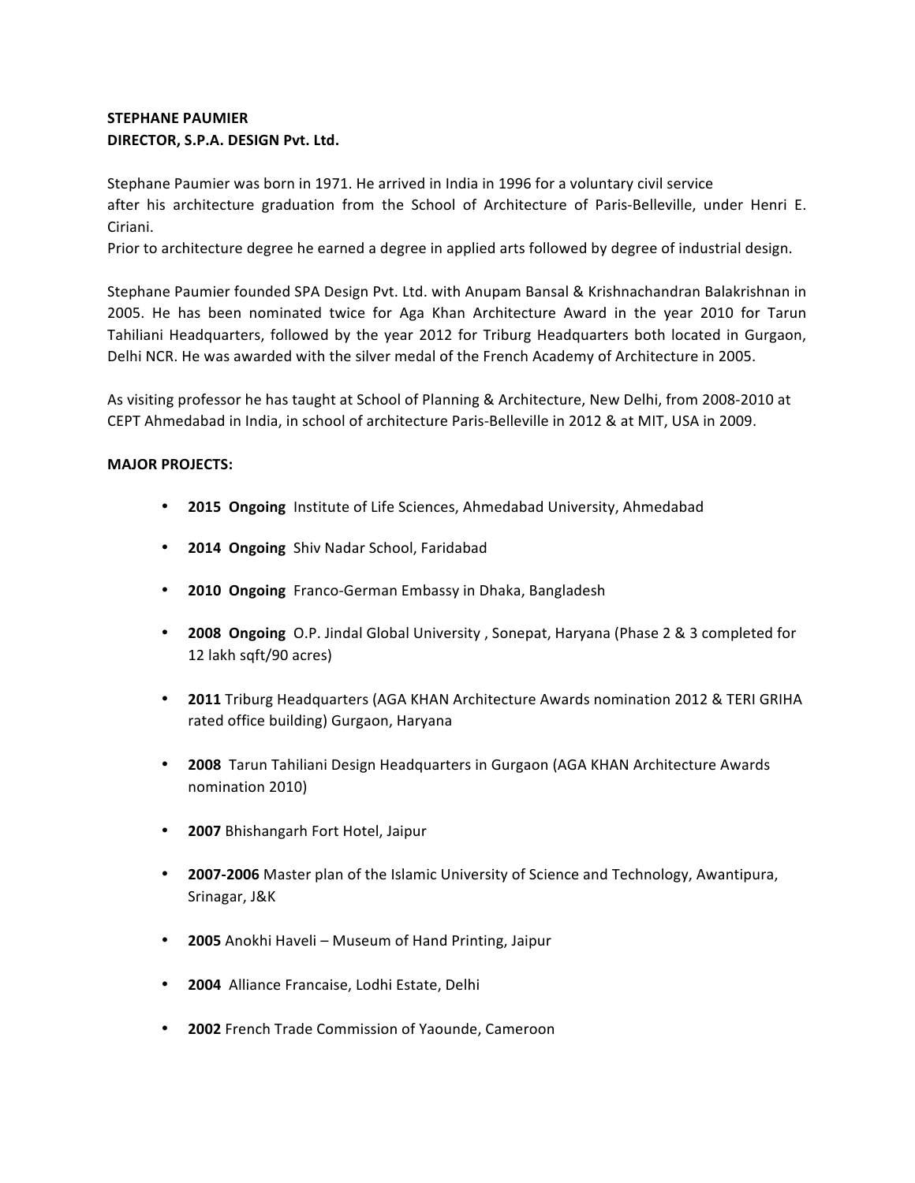**STEPHANE PAUMIER**
**DIRECTOR, S.P.A. DESIGN Pvt. Ltd.**

Stephane Paumier was born in 1971. He arrived in India in 1996 for a voluntary civil service after his architecture graduation from the School of Architecture of Paris-Belleville, under Henri E. Ciriani.
Prior to architecture degree he earned a degree in applied arts followed by degree of industrial design.

Stephane Paumier founded SPA Design Pvt. Ltd. with Anupam Bansal & Krishnachandran Balakrishnan in 2005. He has been nominated twice for Aga Khan Architecture Award in the year 2010 for Tarun Tahiliani Headquarters, followed by the year 2012 for Triburg Headquarters both located in Gurgaon, Delhi NCR. He was awarded with the silver medal of the French Academy of Architecture in 2005.

As visiting professor he has taught at School of Planning & Architecture, New Delhi, from 2008-2010 at CEPT Ahmedabad in India, in school of architecture Paris-Belleville in 2012 & at MIT, USA in 2009.

**MAJOR PROJECTS:**

- **2015 Ongoing** Institute of Life Sciences, Ahmedabad University, Ahmedabad
- **2014 Ongoing** Shiv Nadar School, Faridabad
- **2010 Ongoing** Franco-German Embassy in Dhaka, Bangladesh
- **2008 Ongoing** O.P. Jindal Global University , Sonepat, Haryana (Phase 2 & 3 completed for 12 lakh sqft/90 acres)
- **2011** Triburg Headquarters (AGA KHAN Architecture Awards nomination 2012 & TERI GRIHA rated office building) Gurgaon, Haryana
- **2008** Tarun Tahiliani Design Headquarters in Gurgaon (AGA KHAN Architecture Awards nomination 2010)
- **2007** Bhishangarh Fort Hotel, Jaipur
- **2007-2006** Master plan of the Islamic University of Science and Technology, Awantipura, Srinagar, J&K
- **2005** Anokhi Haveli – Museum of Hand Printing, Jaipur
- **2004** Alliance Francaise, Lodhi Estate, Delhi
- **2002** French Trade Commission of Yaounde, Cameroon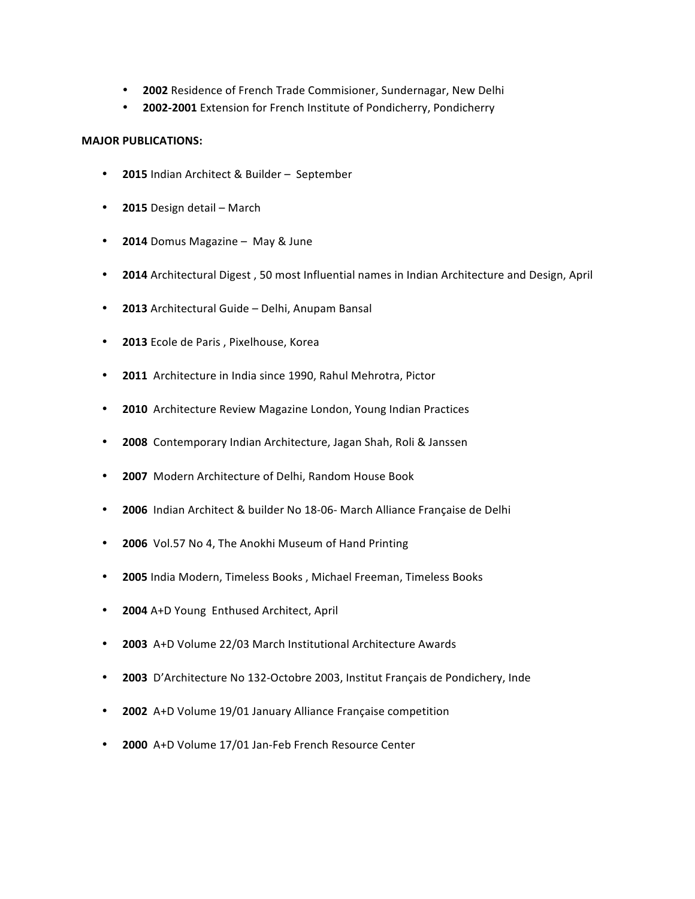- **2002** Residence of French Trade Commisioner, Sundernagar, New Delhi
- **2002-2001** Extension for French Institute of Pondicherry, Pondicherry

**MAJOR PUBLICATIONS:**

- **2015** Indian Architect & Builder – September
- **2015** Design detail – March
- **2014** Domus Magazine – May & June
- **2014** Architectural Digest , 50 most Influential names in Indian Architecture and Design, April
- **2013** Architectural Guide – Delhi, Anupam Bansal
- **2013** Ecole de Paris , Pixelhouse, Korea
- **2011** Architecture in India since 1990, Rahul Mehrotra, Pictor
- **2010** Architecture Review Magazine London, Young Indian Practices
- **2008** Contemporary Indian Architecture, Jagan Shah, Roli & Janssen
- **2007** Modern Architecture of Delhi, Random House Book
- **2006** Indian Architect & builder No 18-06- March Alliance Française de Delhi
- **2006** Vol.57 No 4, The Anokhi Museum of Hand Printing
- **2005** India Modern, Timeless Books , Michael Freeman, Timeless Books
- **2004** A+D Young Enthused Architect, April
- **2003** A+D Volume 22/03 March Institutional Architecture Awards
- **2003** D'Architecture No 132-Octobre 2003, Institut Français de Pondichery, Inde
- **2002** A+D Volume 19/01 January Alliance Française competition
- **2000** A+D Volume 17/01 Jan-Feb French Resource Center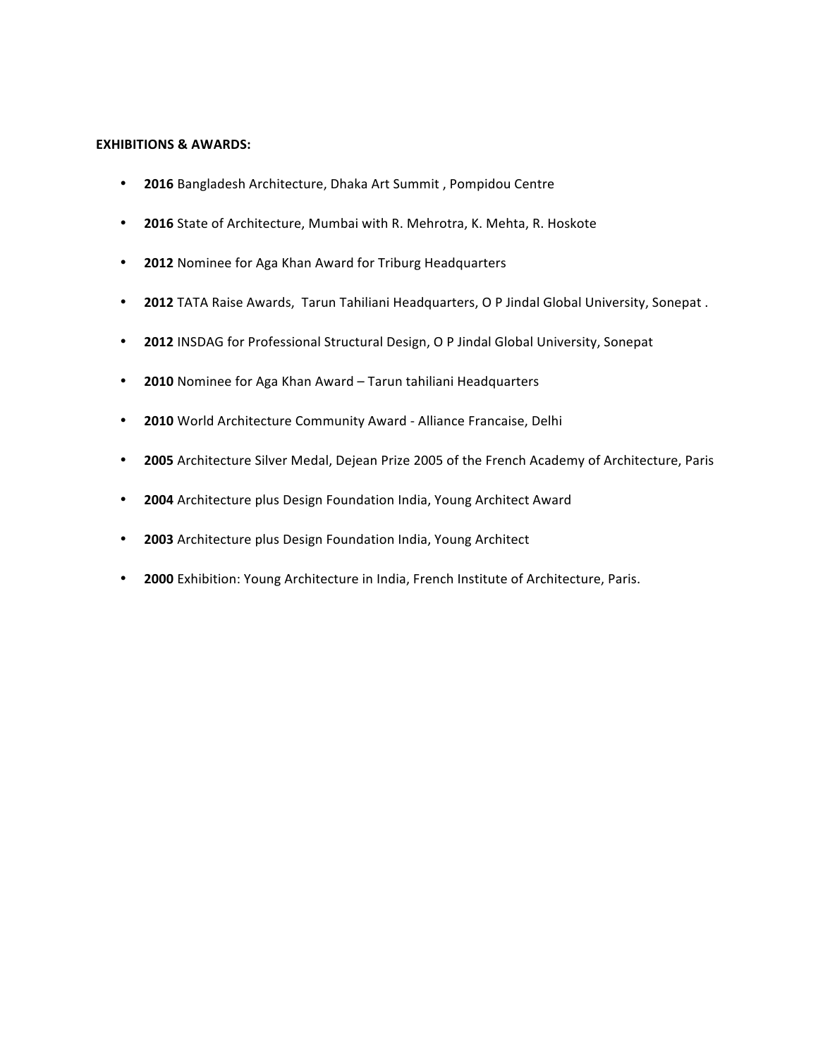**EXHIBITIONS & AWARDS:**

- **2016** Bangladesh Architecture, Dhaka Art Summit , Pompidou Centre
- **2016** State of Architecture, Mumbai with R. Mehrotra, K. Mehta, R. Hoskote
- **2012** Nominee for Aga Khan Award for Triburg Headquarters
- **2012** TATA Raise Awards, Tarun Tahiliani Headquarters, O P Jindal Global University, Sonepat .
- **2012** INSDAG for Professional Structural Design, O P Jindal Global University, Sonepat
- **2010** Nominee for Aga Khan Award – Tarun tahiliani Headquarters
- **2010** World Architecture Community Award - Alliance Francaise, Delhi
- **2005** Architecture Silver Medal, Dejean Prize 2005 of the French Academy of Architecture, Paris
- **2004** Architecture plus Design Foundation India, Young Architect Award
- **2003** Architecture plus Design Foundation India, Young Architect
- **2000** Exhibition: Young Architecture in India, French Institute of Architecture, Paris.